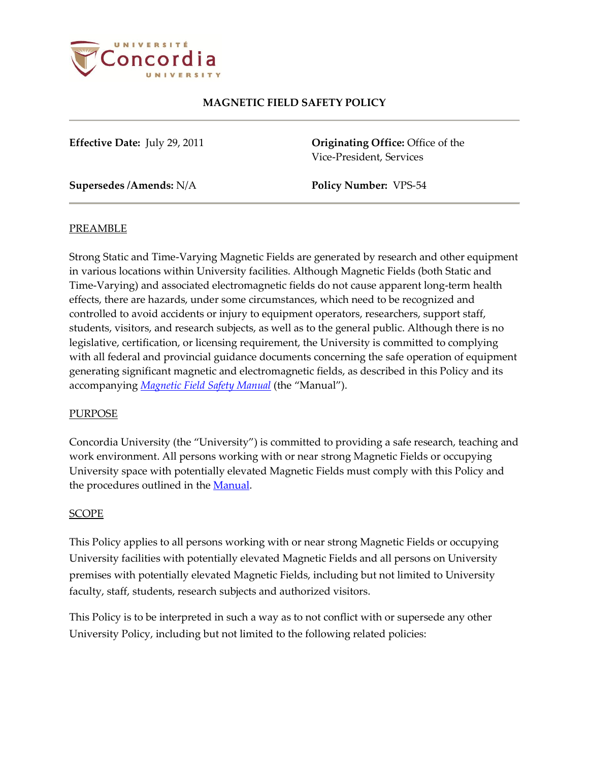# MAGNETIC FIELD SAFETY POLICY

**Effective Date:** July 29, 2011

**Originating Office:** Office of the Vice-President, Services

**Supersedes /Amends:** N/A

**Policy Number:** VPS-54

## PREAMBLE

Strong Static and Time-Varying Magnetic Fields are generated by research and other equipment in various locations within University facilities. Although Magnetic Fields (both Static and Time-Varying) and associated electromagnetic fields do not cause apparent long-term health effects, there are hazards, under some circumstances, which need to be recognized and controlled to avoid accidents or injury to equipment operators, researchers, support staff, students, visitors, and research subjects, as well as to the general public. Although there is no legislative, certification, or licensing requirement, the University is committed to complying with all federal and provincial guidance documents concerning the safe operation of equipment generating significant magnetic and electromagnetic fields, as described in this Policy and its accompanying *Magnetic Field Safety Manual* (the "Manual").

## PURPOSE

Concordia University (the "University") is committed to providing a safe research, teaching and work environment. All persons working with or near strong Magnetic Fields or occupying University space with potentially elevated Magnetic Fields must comply with this Policy and the procedures outlined in the Manual.

## SCOPE

This Policy applies to all persons working with or near strong Magnetic Fields or occupying University facilities with potentially elevated Magnetic Fields and all persons on University premises with potentially elevated Magnetic Fields, including but not limited to University faculty, staff, students, research subjects and authorized visitors.

This Policy is to be interpreted in such a way as to not conflict with or supersede any other University Policy, including but not limited to the following related policies: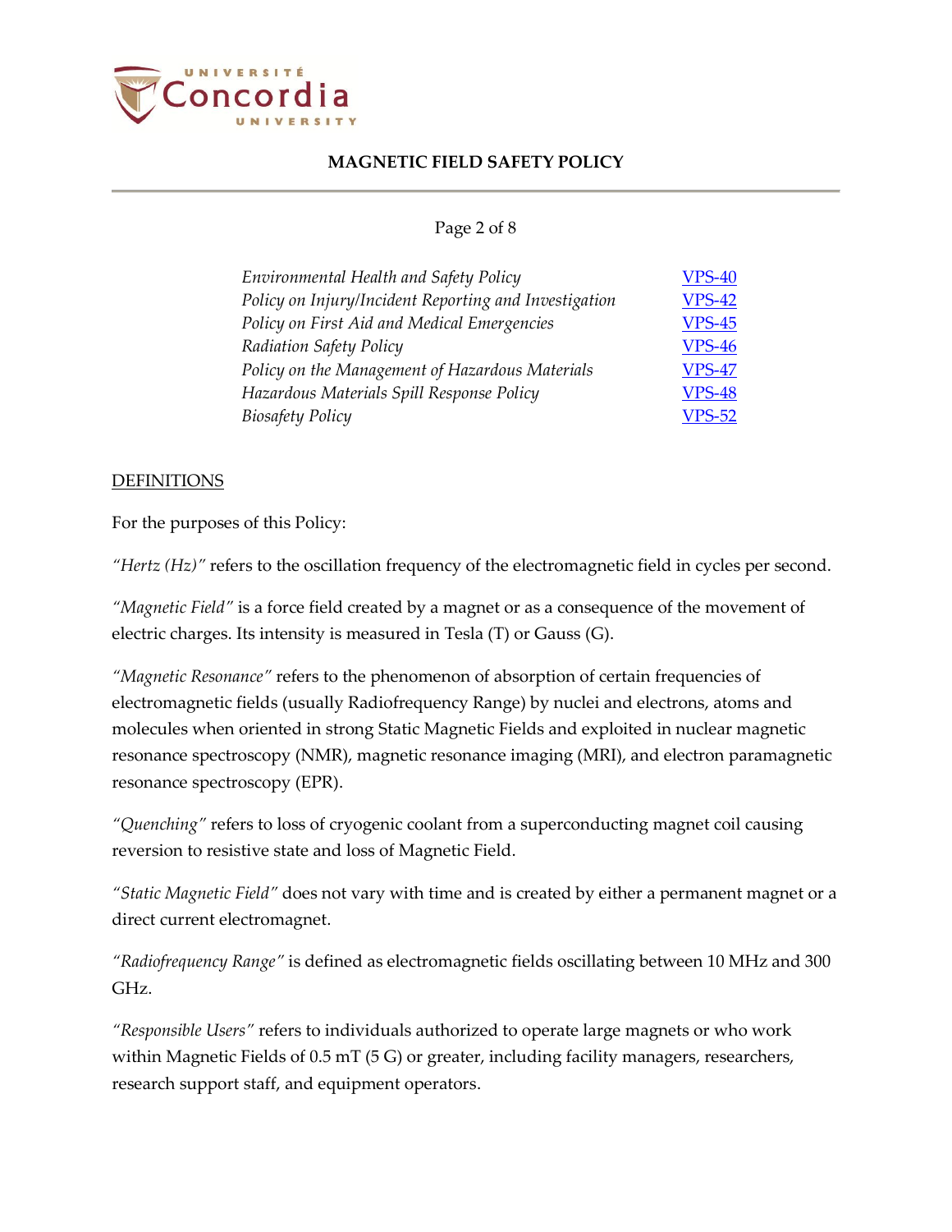| | |
|---|---|
| *Environmental Health and Safety Policy* | VPS-40 |
| *Policy on Injury/Incident Reporting and Investigation* | VPS-42 |
| *Policy on First Aid and Medical Emergencies* | VPS-45 |
| *Radiation Safety Policy* | VPS-46 |
| *Policy on the Management of Hazardous Materials* | VPS-47 |
| *Hazardous Materials Spill Response Policy* | VPS-48 |
| *Biosafety Policy* | VPS-52 |

## DEFINITIONS

For the purposes of this Policy:

*"Hertz (Hz)"* refers to the oscillation frequency of the electromagnetic field in cycles per second.

*"Magnetic Field"* is a force field created by a magnet or as a consequence of the movement of electric charges. Its intensity is measured in Tesla (T) or Gauss (G).

*"Magnetic Resonance"* refers to the phenomenon of absorption of certain frequencies of electromagnetic fields (usually Radiofrequency Range) by nuclei and electrons, atoms and molecules when oriented in strong Static Magnetic Fields and exploited in nuclear magnetic resonance spectroscopy (NMR), magnetic resonance imaging (MRI), and electron paramagnetic resonance spectroscopy (EPR).

*"Quenching"* refers to loss of cryogenic coolant from a superconducting magnet coil causing reversion to resistive state and loss of Magnetic Field.

*"Static Magnetic Field"* does not vary with time and is created by either a permanent magnet or a direct current electromagnet.

*"Radiofrequency Range"* is defined as electromagnetic fields oscillating between 10 MHz and 300 GHz.

*"Responsible Users"* refers to individuals authorized to operate large magnets or who work within Magnetic Fields of 0.5 mT (5 G) or greater, including facility managers, researchers, research support staff, and equipment operators.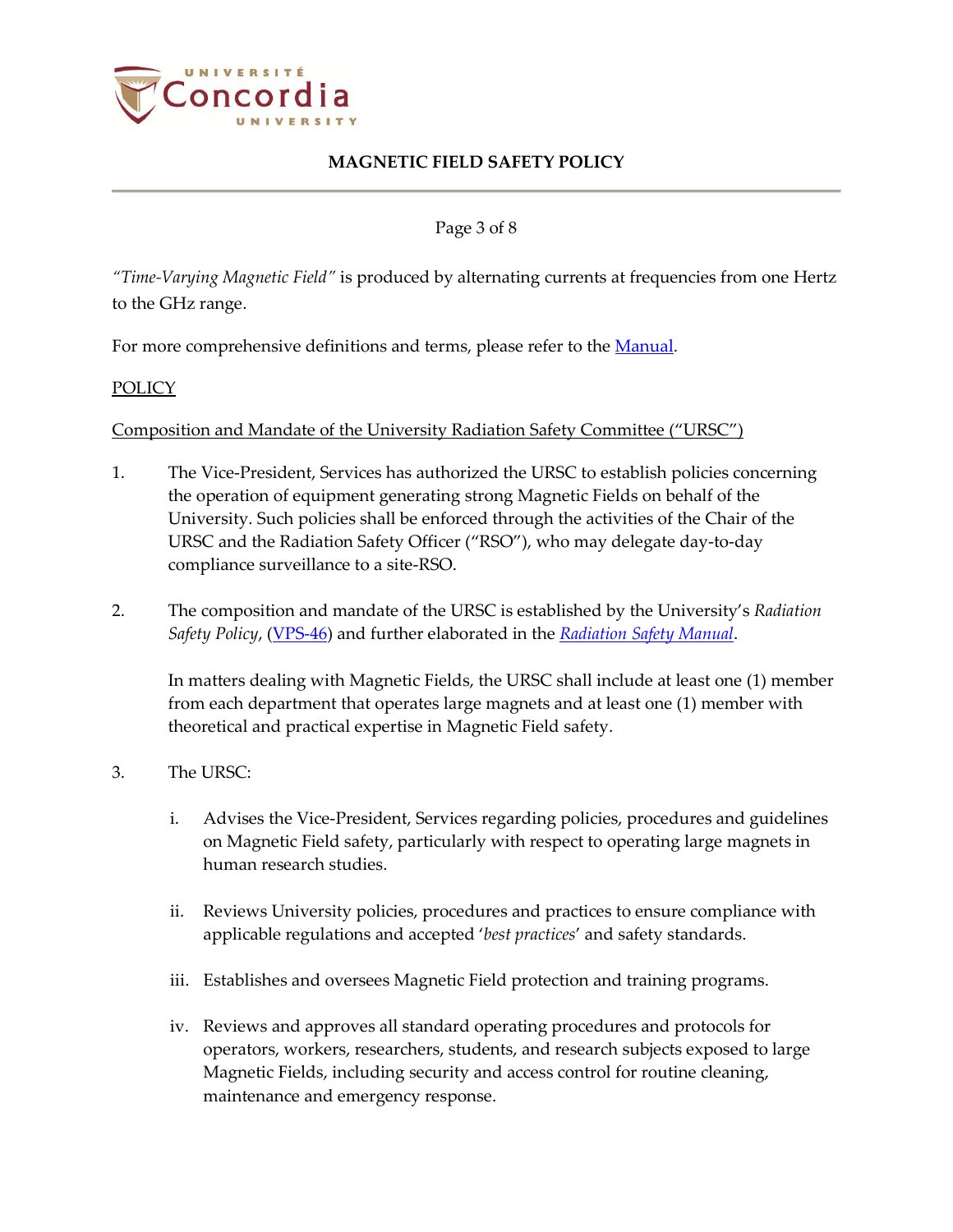*"Time-Varying Magnetic Field"* is produced by alternating currents at frequencies from one Hertz to the GHz range.

For more comprehensive definitions and terms, please refer to the [Manual](Manual).

## POLICY

### Composition and Mandate of the University Radiation Safety Committee ("URSC")

1. The Vice-President, Services has authorized the URSC to establish policies concerning the operation of equipment generating strong Magnetic Fields on behalf of the University. Such policies shall be enforced through the activities of the Chair of the URSC and the Radiation Safety Officer ("RSO"), who may delegate day-to-day compliance surveillance to a site-RSO.

2. The composition and mandate of the URSC is established by the University's *Radiation Safety Policy*, ([VPS-46](VPS-46)) and further elaborated in the *[Radiation Safety Manual](Radiation Safety Manual)*.

   In matters dealing with Magnetic Fields, the URSC shall include at least one (1) member from each department that operates large magnets and at least one (1) member with theoretical and practical expertise in Magnetic Field safety.

3. The URSC:

   i. Advises the Vice-President, Services regarding policies, procedures and guidelines on Magnetic Field safety, particularly with respect to operating large magnets in human research studies.

   ii. Reviews University policies, procedures and practices to ensure compliance with applicable regulations and accepted '*best practices*' and safety standards.

   iii. Establishes and oversees Magnetic Field protection and training programs.

   iv. Reviews and approves all standard operating procedures and protocols for operators, workers, researchers, students, and research subjects exposed to large Magnetic Fields, including security and access control for routine cleaning, maintenance and emergency response.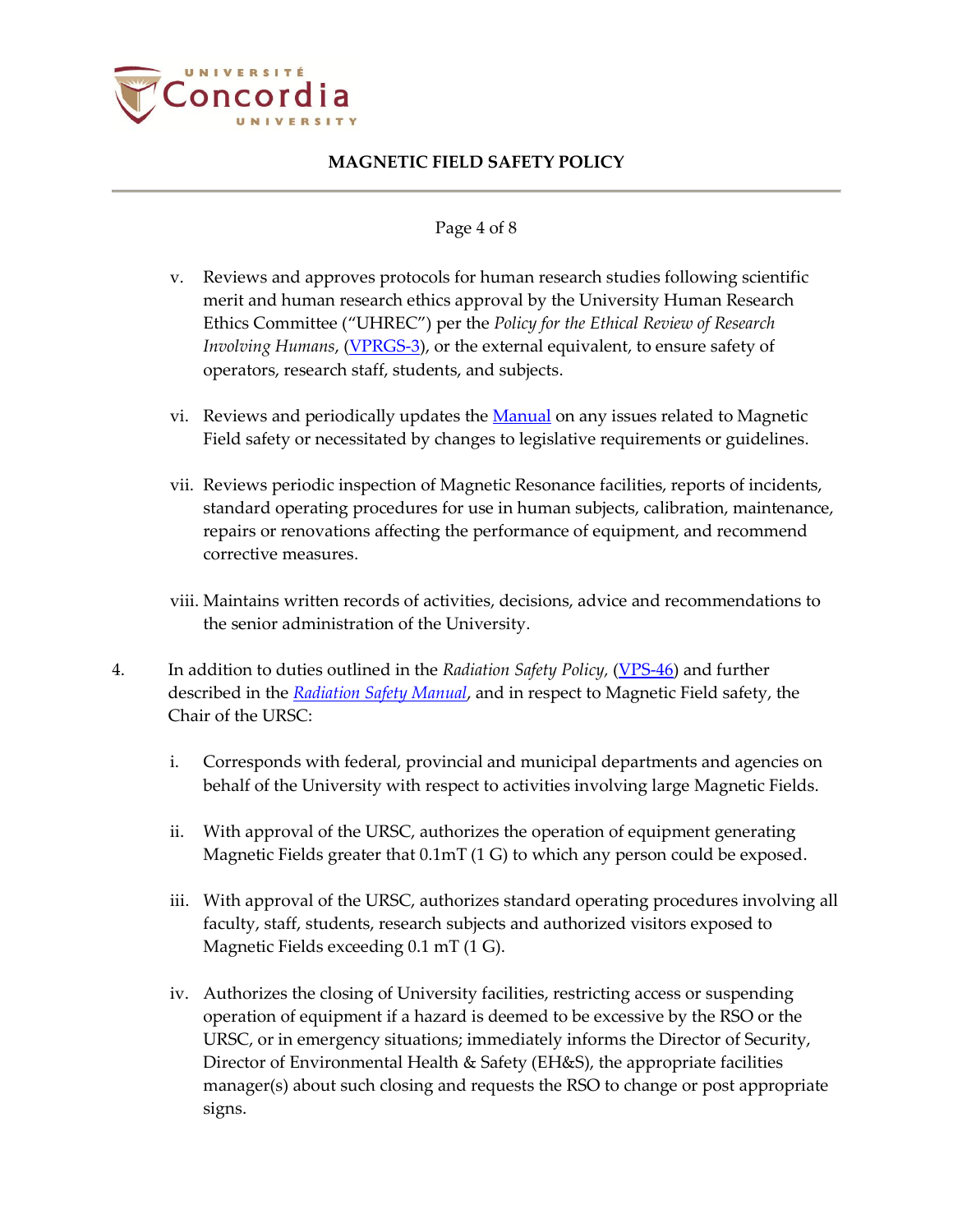v. Reviews and approves protocols for human research studies following scientific merit and human research ethics approval by the University Human Research Ethics Committee ("UHREC") per the *Policy for the Ethical Review of Research Involving Humans*, (VPRGS-3), or the external equivalent, to ensure safety of operators, research staff, students, and subjects.

vi. Reviews and periodically updates the Manual on any issues related to Magnetic Field safety or necessitated by changes to legislative requirements or guidelines.

vii. Reviews periodic inspection of Magnetic Resonance facilities, reports of incidents, standard operating procedures for use in human subjects, calibration, maintenance, repairs or renovations affecting the performance of equipment, and recommend corrective measures.

viii. Maintains written records of activities, decisions, advice and recommendations to the senior administration of the University.

4. In addition to duties outlined in the *Radiation Safety Policy,* (VPS-46) and further described in the *Radiation Safety Manual*, and in respect to Magnetic Field safety, the Chair of the URSC:

   i. Corresponds with federal, provincial and municipal departments and agencies on behalf of the University with respect to activities involving large Magnetic Fields.

   ii. With approval of the URSC, authorizes the operation of equipment generating Magnetic Fields greater that 0.1mT (1 G) to which any person could be exposed.

   iii. With approval of the URSC, authorizes standard operating procedures involving all faculty, staff, students, research subjects and authorized visitors exposed to Magnetic Fields exceeding 0.1 mT (1 G).

   iv. Authorizes the closing of University facilities, restricting access or suspending operation of equipment if a hazard is deemed to be excessive by the RSO or the URSC, or in emergency situations; immediately informs the Director of Security, Director of Environmental Health & Safety (EH&S), the appropriate facilities manager(s) about such closing and requests the RSO to change or post appropriate signs.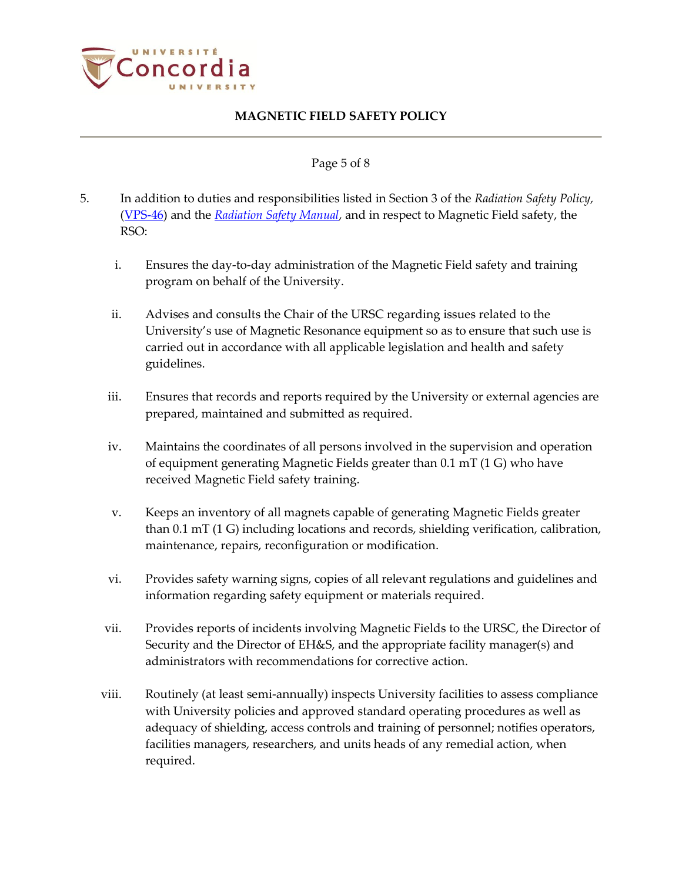5. In addition to duties and responsibilities listed in Section 3 of the *Radiation Safety Policy*, (VPS-46) and the *Radiation Safety Manual*, and in respect to Magnetic Field safety, the RSO:

   i. Ensures the day-to-day administration of the Magnetic Field safety and training program on behalf of the University.

   ii. Advises and consults the Chair of the URSC regarding issues related to the University's use of Magnetic Resonance equipment so as to ensure that such use is carried out in accordance with all applicable legislation and health and safety guidelines.

   iii. Ensures that records and reports required by the University or external agencies are prepared, maintained and submitted as required.

   iv. Maintains the coordinates of all persons involved in the supervision and operation of equipment generating Magnetic Fields greater than 0.1 mT (1 G) who have received Magnetic Field safety training.

   v. Keeps an inventory of all magnets capable of generating Magnetic Fields greater than 0.1 mT (1 G) including locations and records, shielding verification, calibration, maintenance, repairs, reconfiguration or modification.

   vi. Provides safety warning signs, copies of all relevant regulations and guidelines and information regarding safety equipment or materials required.

   vii. Provides reports of incidents involving Magnetic Fields to the URSC, the Director of Security and the Director of EH&S, and the appropriate facility manager(s) and administrators with recommendations for corrective action.

   viii. Routinely (at least semi-annually) inspects University facilities to assess compliance with University policies and approved standard operating procedures as well as adequacy of shielding, access controls and training of personnel; notifies operators, facilities managers, researchers, and units heads of any remedial action, when required.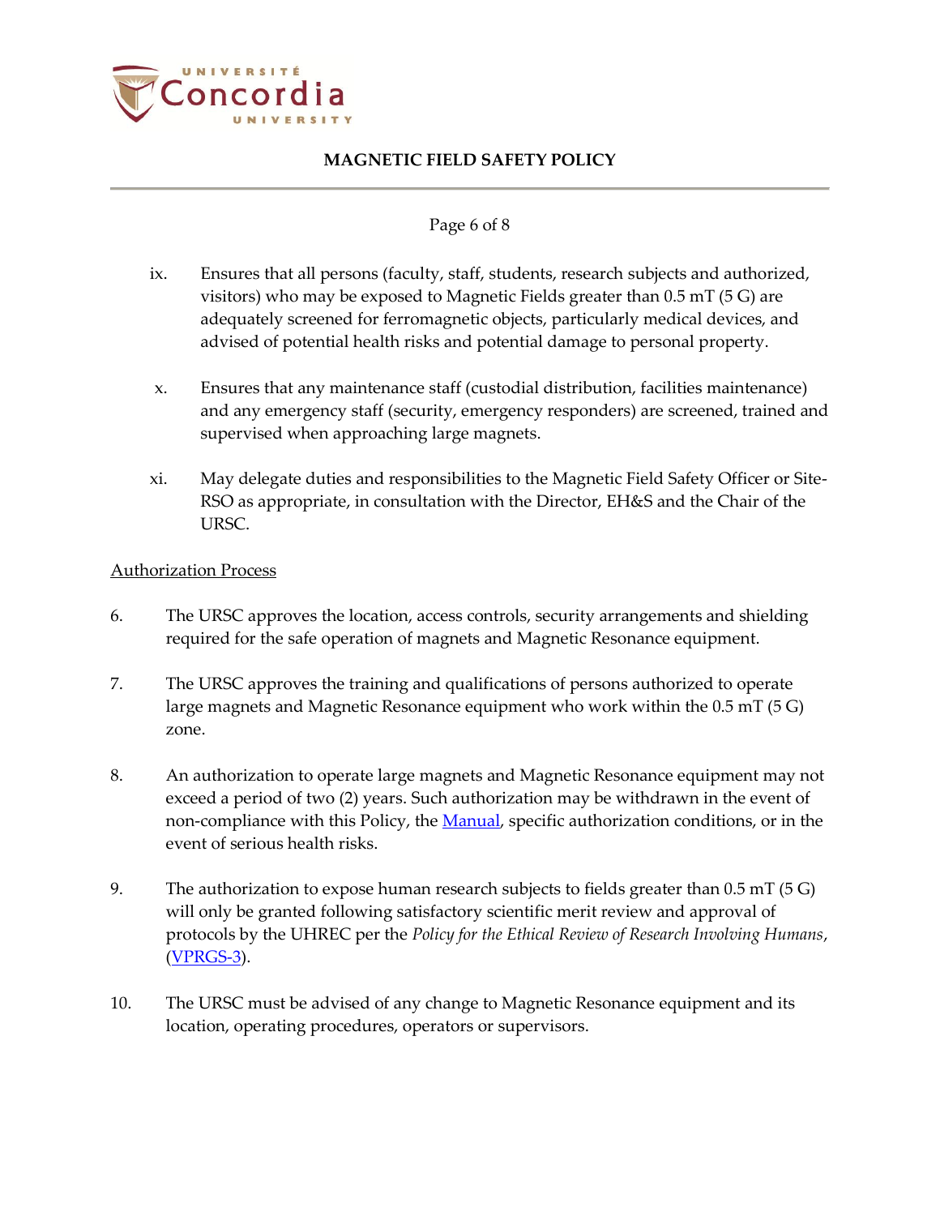ix. Ensures that all persons (faculty, staff, students, research subjects and authorized, visitors) who may be exposed to Magnetic Fields greater than 0.5 mT (5 G) are adequately screened for ferromagnetic objects, particularly medical devices, and advised of potential health risks and potential damage to personal property.

x. Ensures that any maintenance staff (custodial distribution, facilities maintenance) and any emergency staff (security, emergency responders) are screened, trained and supervised when approaching large magnets.

xi. May delegate duties and responsibilities to the Magnetic Field Safety Officer or Site-RSO as appropriate, in consultation with the Director, EH&S and the Chair of the URSC.

<u>Authorization Process</u>

6. The URSC approves the location, access controls, security arrangements and shielding required for the safe operation of magnets and Magnetic Resonance equipment.

7. The URSC approves the training and qualifications of persons authorized to operate large magnets and Magnetic Resonance equipment who work within the 0.5 mT (5 G) zone.

8. An authorization to operate large magnets and Magnetic Resonance equipment may not exceed a period of two (2) years. Such authorization may be withdrawn in the event of non-compliance with this Policy, the [Manual](), specific authorization conditions, or in the event of serious health risks.

9. The authorization to expose human research subjects to fields greater than 0.5 mT (5 G) will only be granted following satisfactory scientific merit review and approval of protocols by the UHREC per the *Policy for the Ethical Review of Research Involving Humans*, ([VPRGS-3]()).

10. The URSC must be advised of any change to Magnetic Resonance equipment and its location, operating procedures, operators or supervisors.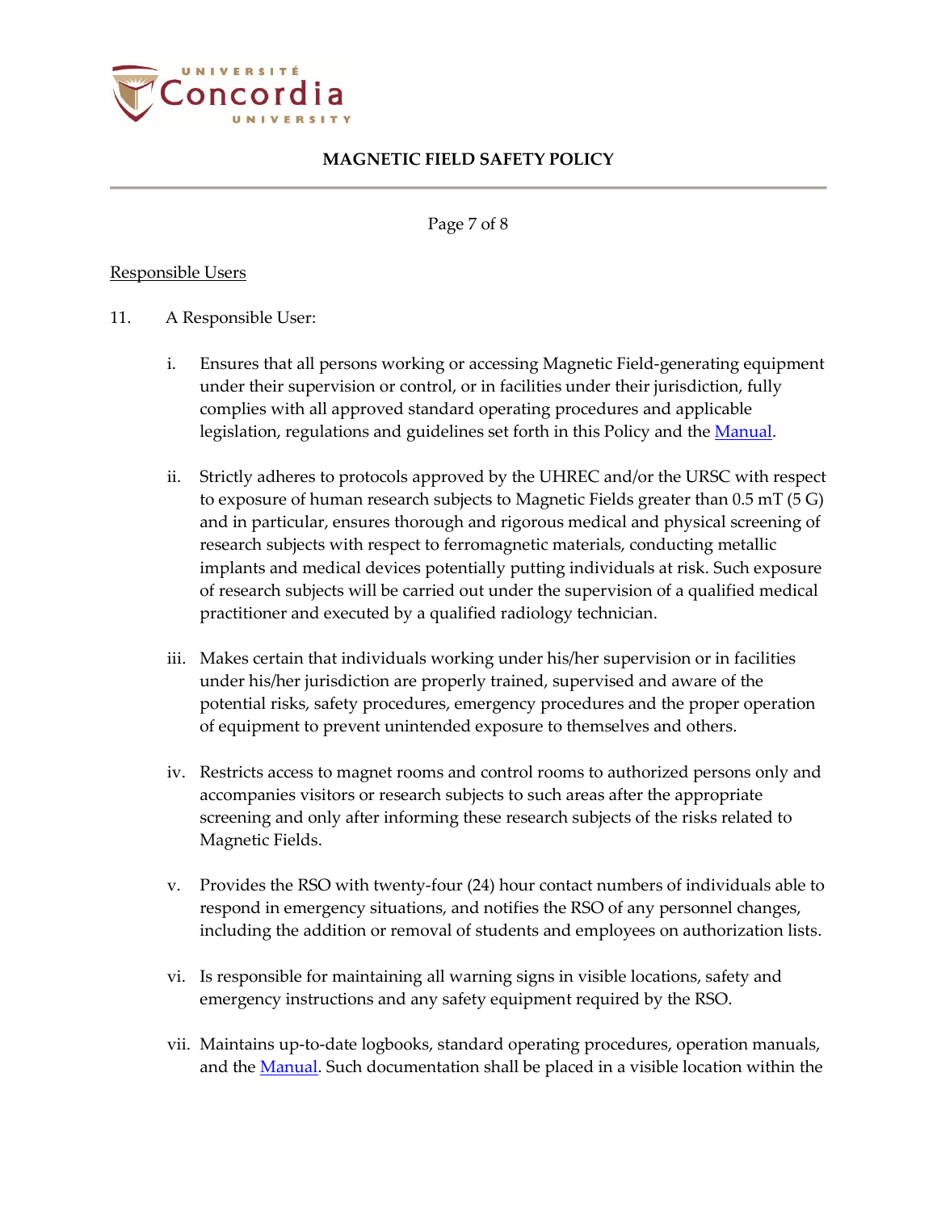Responsible Users

11. A Responsible User:

   i. Ensures that all persons working or accessing Magnetic Field-generating equipment under their supervision or control, or in facilities under their jurisdiction, fully complies with all approved standard operating procedures and applicable legislation, regulations and guidelines set forth in this Policy and the Manual.

   ii. Strictly adheres to protocols approved by the UHREC and/or the URSC with respect to exposure of human research subjects to Magnetic Fields greater than 0.5 mT (5 G) and in particular, ensures thorough and rigorous medical and physical screening of research subjects with respect to ferromagnetic materials, conducting metallic implants and medical devices potentially putting individuals at risk. Such exposure of research subjects will be carried out under the supervision of a qualified medical practitioner and executed by a qualified radiology technician.

   iii. Makes certain that individuals working under his/her supervision or in facilities under his/her jurisdiction are properly trained, supervised and aware of the potential risks, safety procedures, emergency procedures and the proper operation of equipment to prevent unintended exposure to themselves and others.

   iv. Restricts access to magnet rooms and control rooms to authorized persons only and accompanies visitors or research subjects to such areas after the appropriate screening and only after informing these research subjects of the risks related to Magnetic Fields.

   v. Provides the RSO with twenty-four (24) hour contact numbers of individuals able to respond in emergency situations, and notifies the RSO of any personnel changes, including the addition or removal of students and employees on authorization lists.

   vi. Is responsible for maintaining all warning signs in visible locations, safety and emergency instructions and any safety equipment required by the RSO.

   vii. Maintains up-to-date logbooks, standard operating procedures, operation manuals, and the Manual. Such documentation shall be placed in a visible location within the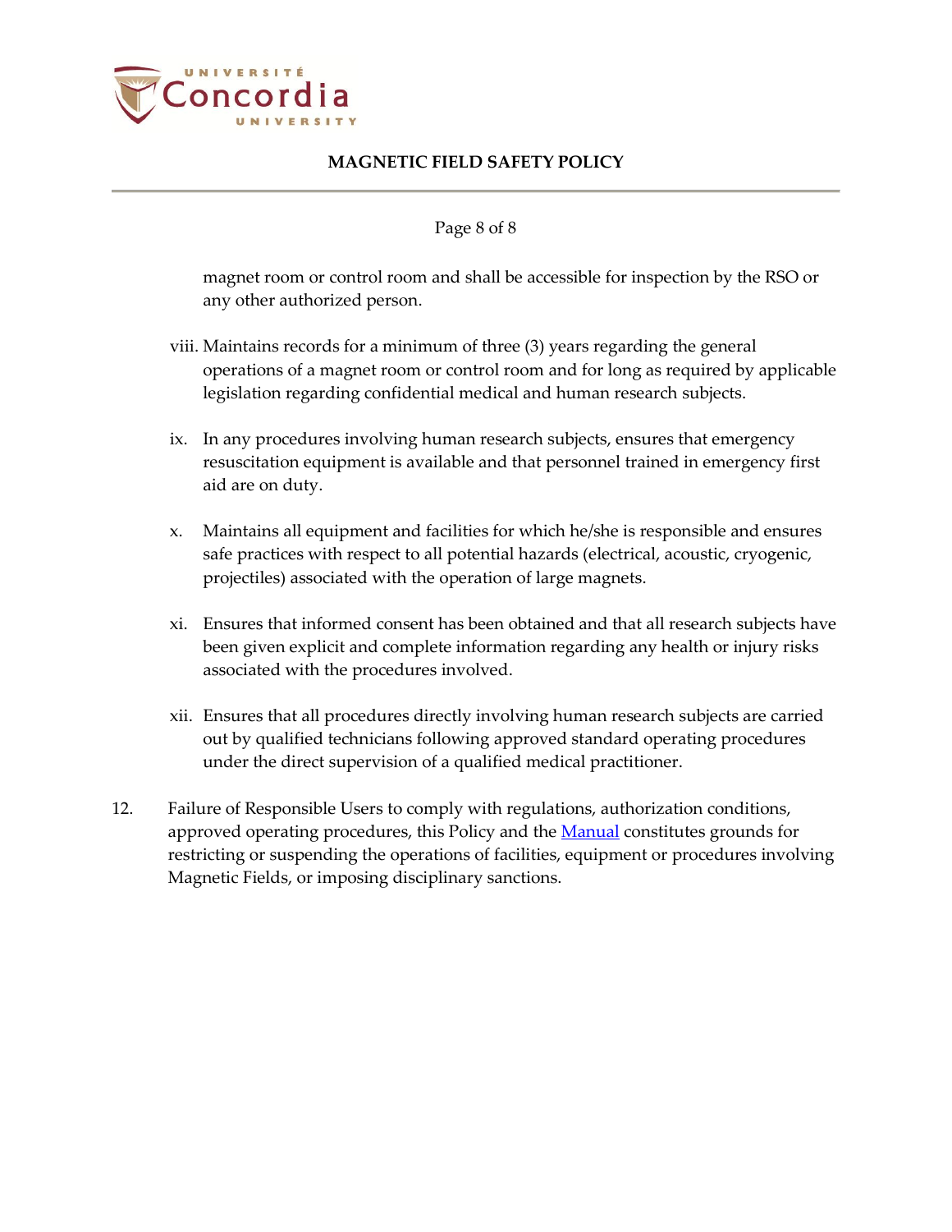magnet room or control room and shall be accessible for inspection by the RSO or any other authorized person.

viii. Maintains records for a minimum of three (3) years regarding the general operations of a magnet room or control room and for long as required by applicable legislation regarding confidential medical and human research subjects.

ix. In any procedures involving human research subjects, ensures that emergency resuscitation equipment is available and that personnel trained in emergency first aid are on duty.

x. Maintains all equipment and facilities for which he/she is responsible and ensures safe practices with respect to all potential hazards (electrical, acoustic, cryogenic, projectiles) associated with the operation of large magnets.

xi. Ensures that informed consent has been obtained and that all research subjects have been given explicit and complete information regarding any health or injury risks associated with the procedures involved.

xii. Ensures that all procedures directly involving human research subjects are carried out by qualified technicians following approved standard operating procedures under the direct supervision of a qualified medical practitioner.

12. Failure of Responsible Users to comply with regulations, authorization conditions, approved operating procedures, this Policy and the Manual constitutes grounds for restricting or suspending the operations of facilities, equipment or procedures involving Magnetic Fields, or imposing disciplinary sanctions.